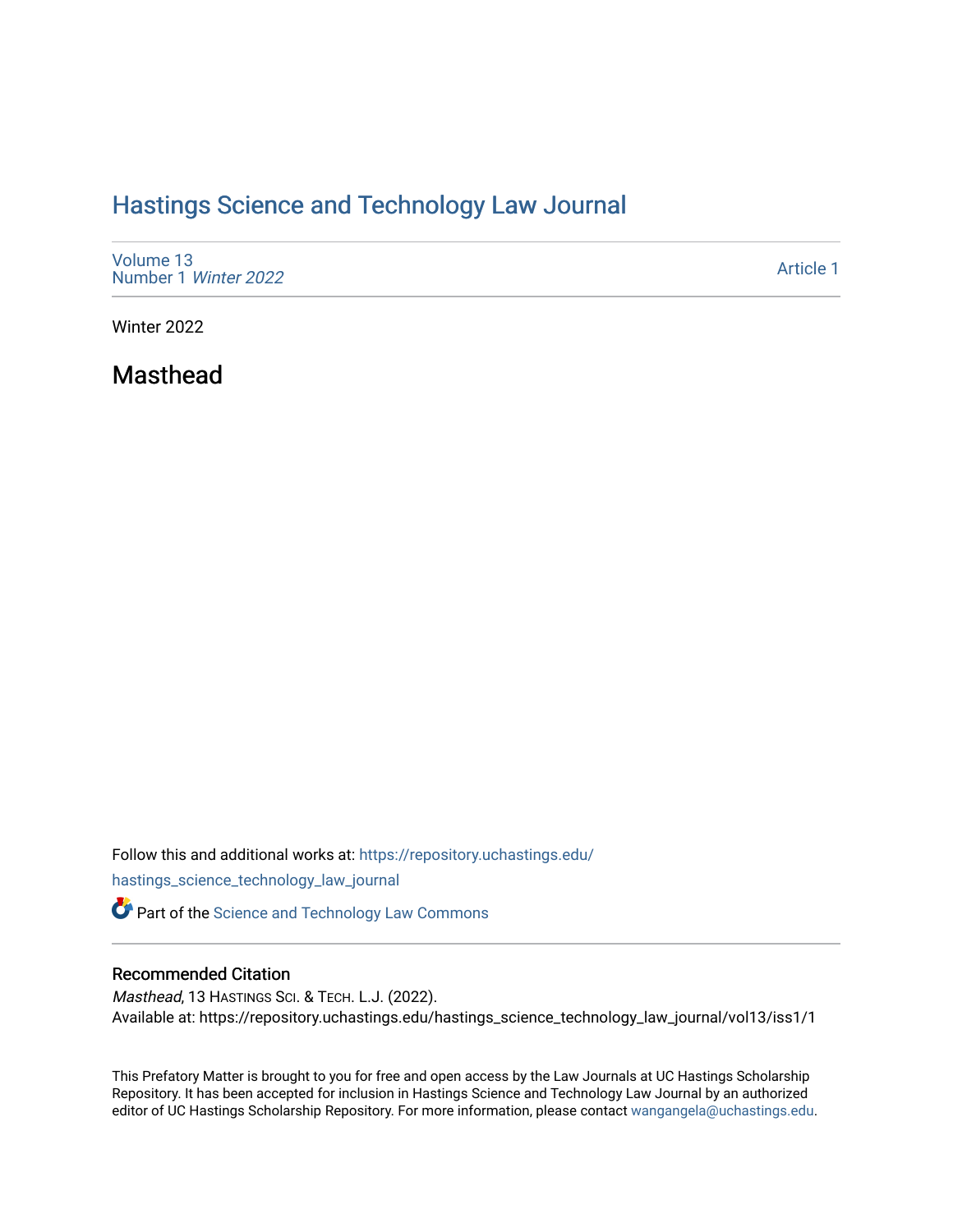# Hastings Science and Technology Law Journal

Volume 13
Number 1 *Winter 2022*

Article 1

Winter 2022

## Masthead

Follow this and additional works at: https://repository.uchastings.edu/hastings_science_technology_law_journal

Part of the Science and Technology Law Commons

### Recommended Citation

*Masthead*, 13 HASTINGS SCI. & TECH. L.J. (2022).
Available at: https://repository.uchastings.edu/hastings_science_technology_law_journal/vol13/iss1/1

This Prefatory Matter is brought to you for free and open access by the Law Journals at UC Hastings Scholarship Repository. It has been accepted for inclusion in Hastings Science and Technology Law Journal by an authorized editor of UC Hastings Scholarship Repository. For more information, please contact wangangela@uchastings.edu.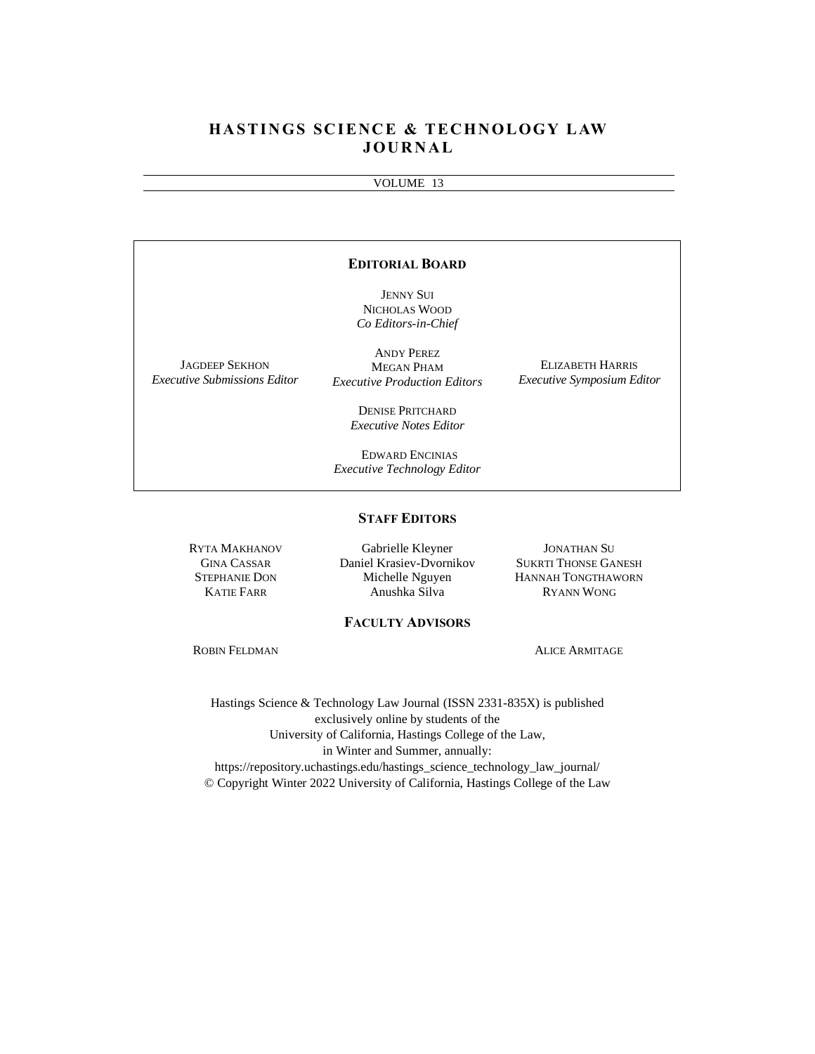# HASTINGS SCIENCE & TECHNOLOGY LAW JOURNAL

VOLUME 13

## EDITORIAL BOARD

JENNY SUI
NICHOLAS WOOD
*Co Editors-in-Chief*

JAGDEEP SEKHON
*Executive Submissions Editor*

ANDY PEREZ
MEGAN PHAM
*Executive Production Editors*

ELIZABETH HARRIS
*Executive Symposium Editor*

DENISE PRITCHARD
*Executive Notes Editor*

EDWARD ENCINIAS
*Executive Technology Editor*

## STAFF EDITORS

RYTA MAKHANOV
GINA CASSAR
STEPHANIE DON
KATIE FARR

Gabrielle Kleyner
Daniel Krasiev-Dvornikov
Michelle Nguyen
Anushka Silva

JONATHAN SU
SUKRTI THONSE GANESH
HANNAH TONGTHAWORN
RYANN WONG

## FACULTY ADVISORS

ROBIN FELDMAN

ALICE ARMITAGE

Hastings Science & Technology Law Journal (ISSN 2331-835X) is published exclusively online by students of the University of California, Hastings College of the Law, in Winter and Summer, annually:
https://repository.uchastings.edu/hastings_science_technology_law_journal/
© Copyright Winter 2022 University of California, Hastings College of the Law